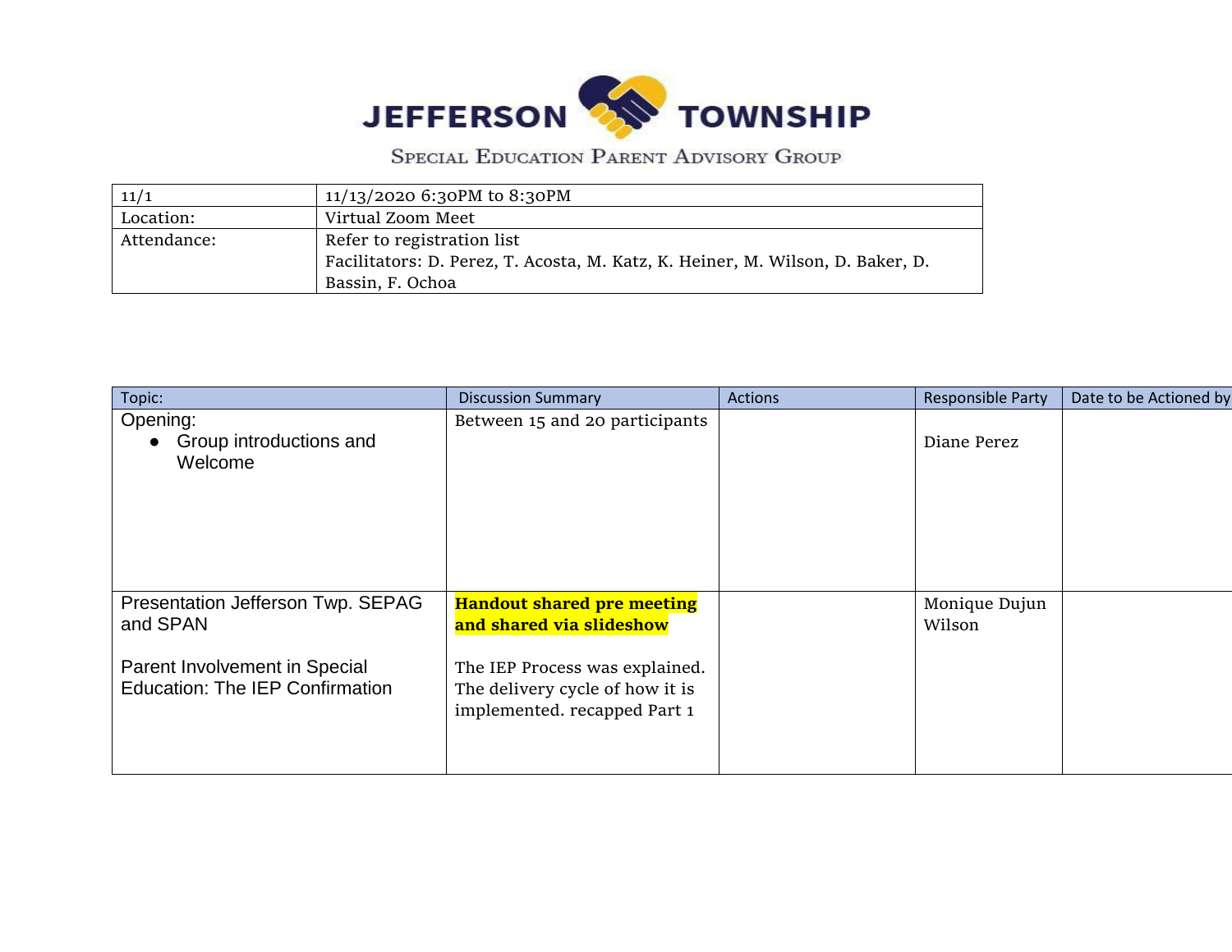# JEFFERSON TOWNSHIP

## Special Education Parent Advisory Group

| 11/1 | 11/13/2020 6:30PM to 8:30PM |
|---|---|
| Location: | Virtual Zoom Meet |
| Attendance: | Refer to registration list<br>Facilitators: D. Perez, T. Acosta, M. Katz, K. Heiner, M. Wilson, D. Baker, D. Bassin, F. Ochoa |

| Topic: | Discussion Summary | Actions | Responsible Party | Date to be Actioned by |
|---|---|---|---|---|
| Opening:<br>• Group introductions and Welcome | Between 15 and 20 participants | | Diane Perez | |
| Presentation Jefferson Twp. SEPAG and SPAN<br><br>Parent Involvement in Special Education: The IEP Confirmation | **Handout shared pre meeting and shared via slideshow**<br><br>The IEP Process was explained. The delivery cycle of how it is implemented. recapped Part 1 | | Monique Dujun Wilson | |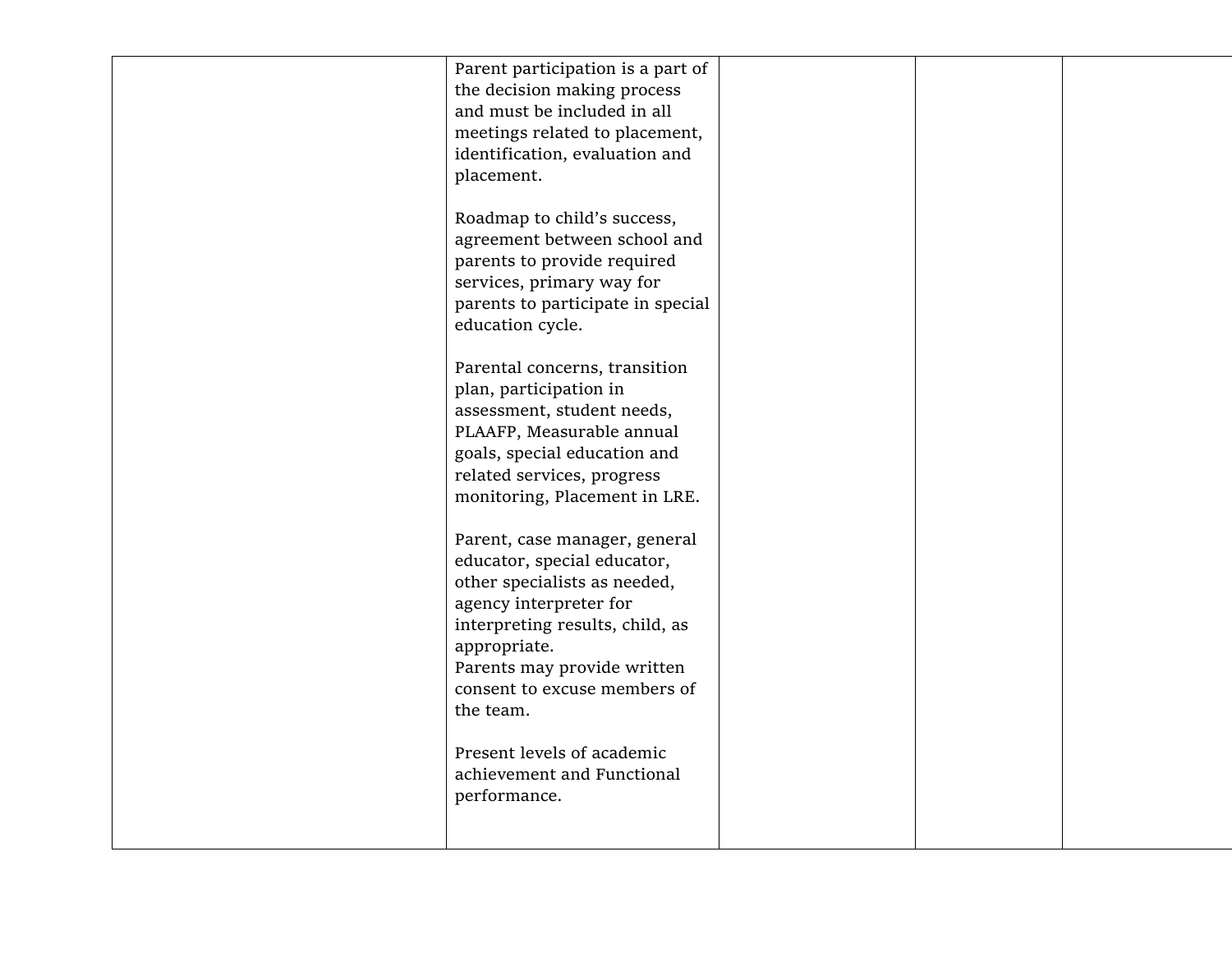|  | Parent participation is a part of the decision making process and must be included in all meetings related to placement, identification, evaluation and placement.<br><br>Roadmap to child's success, agreement between school and parents to provide required services, primary way for parents to participate in special education cycle.<br><br>Parental concerns, transition plan, participation in assessment, student needs, PLAAFP, Measurable annual goals, special education and related services, progress monitoring, Placement in LRE.<br><br>Parent, case manager, general educator, special educator, other specialists as needed, agency interpreter for interpreting results, child, as appropriate.<br>Parents may provide written consent to excuse members of the team.<br><br>Present levels of academic achievement and Functional performance. |  |  |  |
|---|---|---|---|---|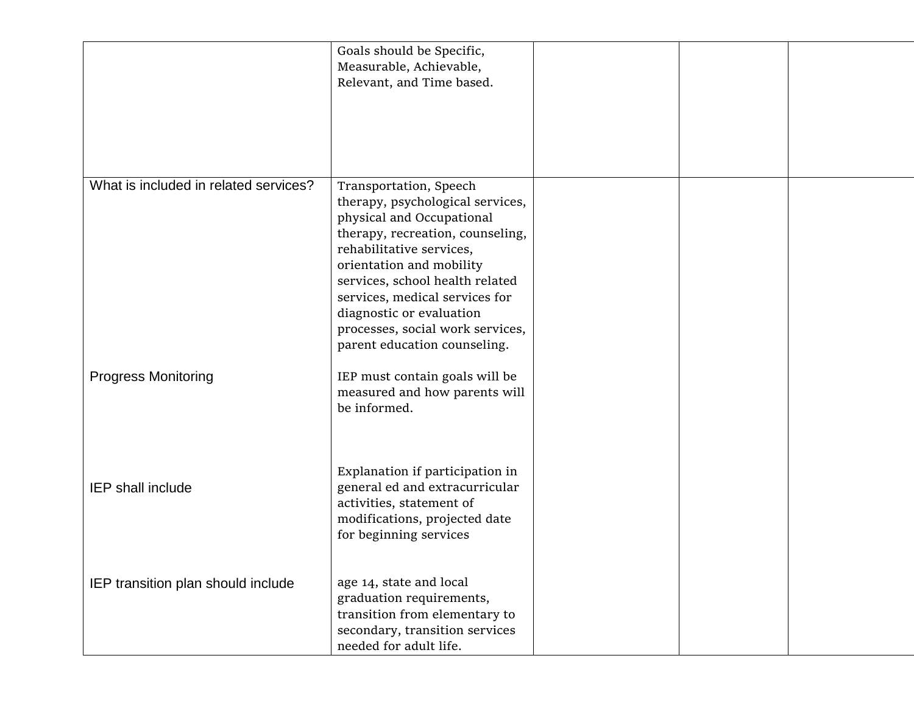| | | | | |
|---|---|---|---|---|
| | Goals should be Specific, Measurable, Achievable, Relevant, and Time based. | | | |
| What is included in related services? | Transportation, Speech therapy, psychological services, physical and Occupational therapy, recreation, counseling, rehabilitative services, orientation and mobility services, school health related services, medical services for diagnostic or evaluation processes, social work services, parent education counseling. | | | |
| Progress Monitoring | IEP must contain goals will be measured and how parents will be informed. | | | |
| IEP shall include | Explanation if participation in general ed and extracurricular activities, statement of modifications, projected date for beginning services | | | |
| IEP transition plan should include | age 14, state and local graduation requirements, transition from elementary to secondary, transition services needed for adult life. | | | |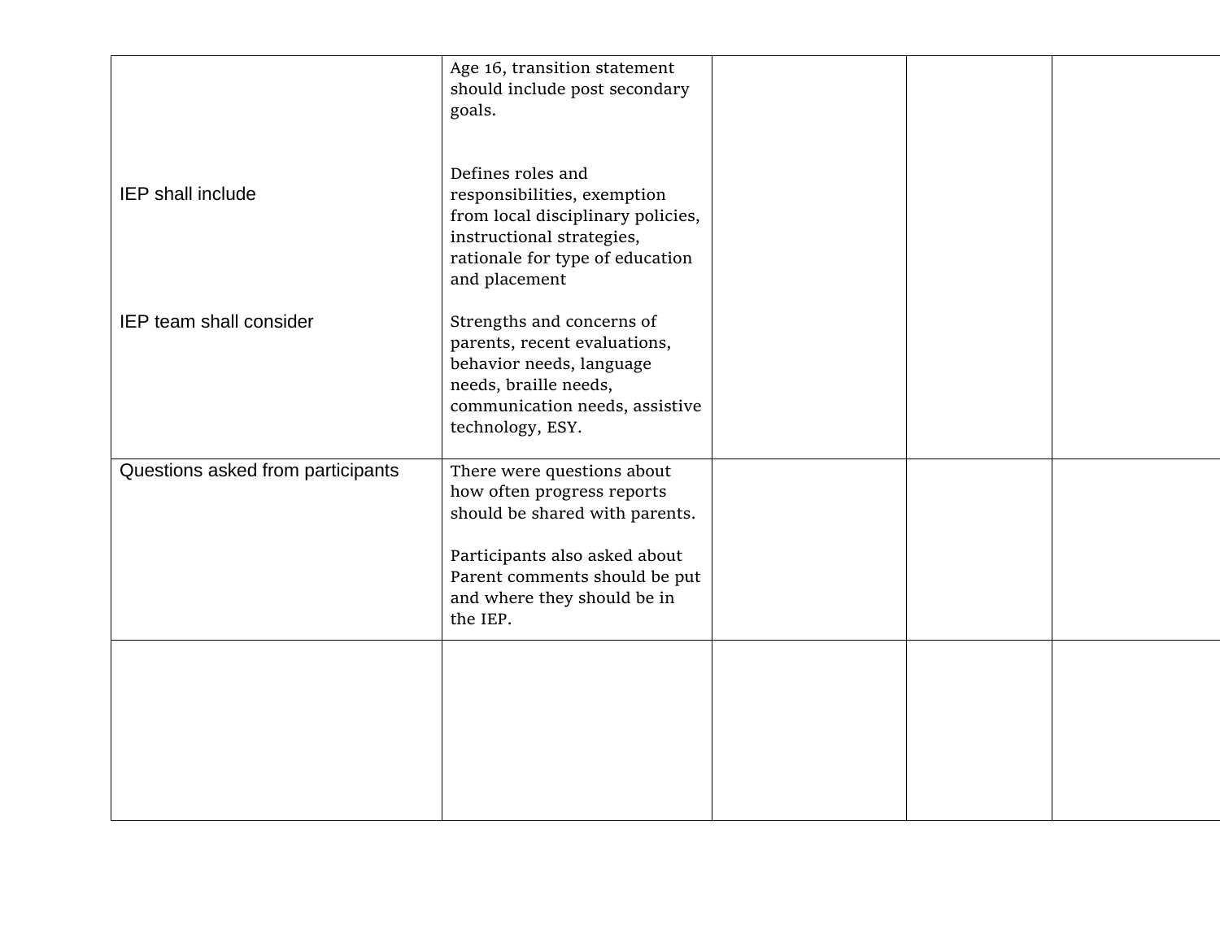|  |  |  |  |  |
|---|---|---|---|---|
| IEP shall include<br><br>IEP team shall consider | Age 16, transition statement should include post secondary goals.<br><br>Defines roles and responsibilities, exemption from local disciplinary policies, instructional strategies, rationale for type of education and placement<br><br>Strengths and concerns of parents, recent evaluations, behavior needs, language needs, braille needs, communication needs, assistive technology, ESY. |  |  |  |
| Questions asked from participants | There were questions about how often progress reports should be shared with parents.<br><br>Participants also asked about Parent comments should be put and where they should be in the IEP. |  |  |  |
|  |  |  |  |  |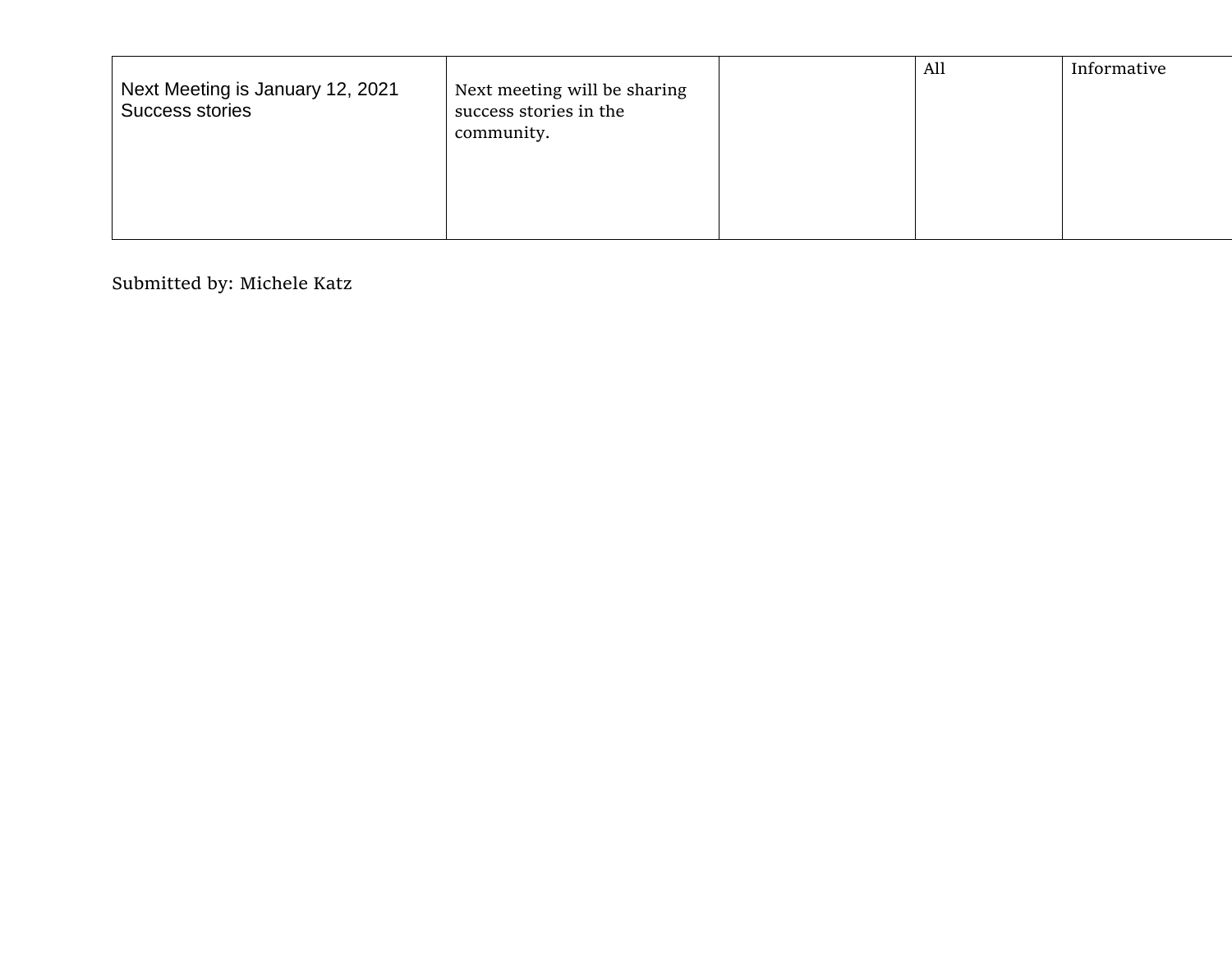| | | | | |
|---|---|---|---|---|
| Next Meeting is January 12, 2021<br>Success stories | Next meeting will be sharing success stories in the community. | | All | Informative |

Submitted by: Michele Katz